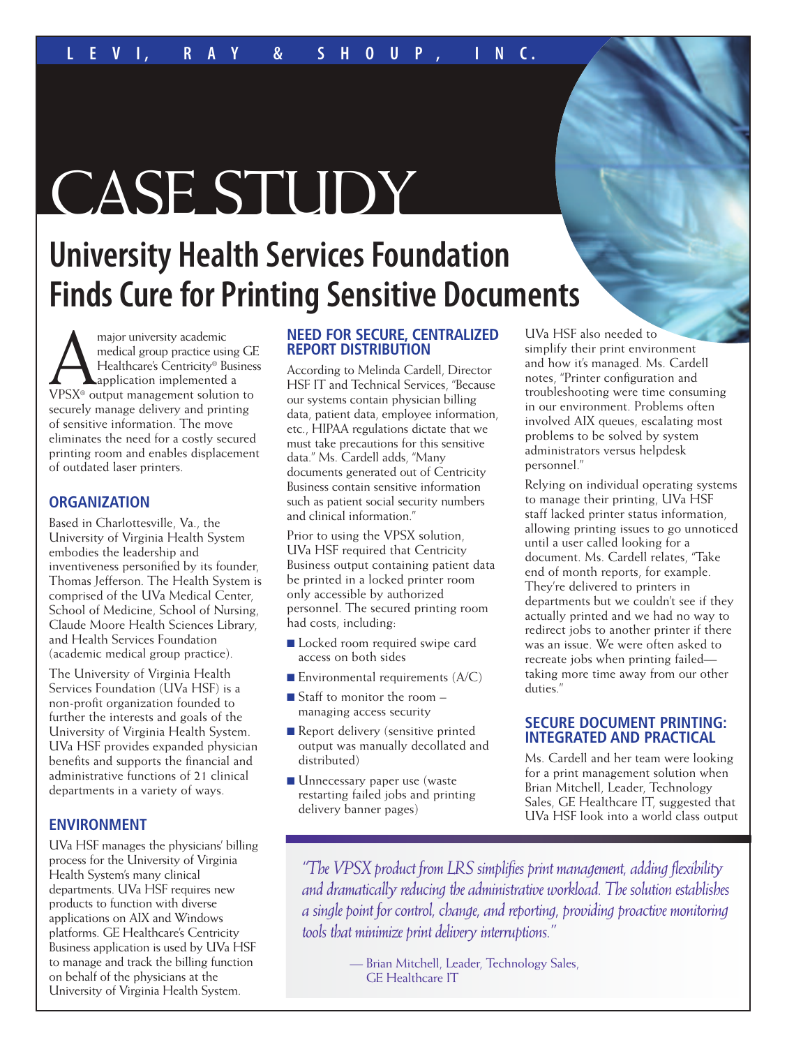LEVI, RAY & SHOUP, INC.

# CASE STUDY

## University Health Services Foundation Finds Cure for Printing Sensitive Documents

A major university academic medical group practice using GE Healthcare's Centricity® Business application implemented a VPSX® output management solution to securely manage delivery and printing of sensitive information. The move eliminates the need for a costly secured printing room and enables displacement of outdated laser printers.

### ORGANIZATION

Based in Charlottesville, Va., the University of Virginia Health System embodies the leadership and inventiveness personified by its founder, Thomas Jefferson. The Health System is comprised of the UVa Medical Center, School of Medicine, School of Nursing, Claude Moore Health Sciences Library, and Health Services Foundation (academic medical group practice).

The University of Virginia Health Services Foundation (UVa HSF) is a non-profit organization founded to further the interests and goals of the University of Virginia Health System. UVa HSF provides expanded physician benefits and supports the financial and administrative functions of 21 clinical departments in a variety of ways.

### ENVIRONMENT

UVa HSF manages the physicians' billing process for the University of Virginia Health System's many clinical departments. UVa HSF requires new products to function with diverse applications on AIX and Windows platforms. GE Healthcare's Centricity Business application is used by UVa HSF to manage and track the billing function on behalf of the physicians at the University of Virginia Health System.

### NEED FOR SECURE, CENTRALIZED REPORT DISTRIBUTION

According to Melinda Cardell, Director HSF IT and Technical Services, "Because our systems contain physician billing data, patient data, employee information, etc., HIPAA regulations dictate that we must take precautions for this sensitive data." Ms. Cardell adds, "Many documents generated out of Centricity Business contain sensitive information such as patient social security numbers and clinical information."

Prior to using the VPSX solution, UVa HSF required that Centricity Business output containing patient data be printed in a locked printer room only accessible by authorized personnel. The secured printing room had costs, including:

- Locked room required swipe card access on both sides
- Environmental requirements (A/C)
- Staff to monitor the room – managing access security
- Report delivery (sensitive printed output was manually decollated and distributed)
- Unnecessary paper use (waste restarting failed jobs and printing delivery banner pages)

UVa HSF also needed to simplify their print environment and how it's managed. Ms. Cardell notes, "Printer configuration and troubleshooting were time consuming in our environment. Problems often involved AIX queues, escalating most problems to be solved by system administrators versus helpdesk personnel."

Relying on individual operating systems to manage their printing, UVa HSF staff lacked printer status information, allowing printing issues to go unnoticed until a user called looking for a document. Ms. Cardell relates, "Take end of month reports, for example. They're delivered to printers in departments but we couldn't see if they actually printed and we had no way to redirect jobs to another printer if there was an issue. We were often asked to recreate jobs when printing failed—taking more time away from our other duties."

### SECURE DOCUMENT PRINTING: INTEGRATED AND PRACTICAL

Ms. Cardell and her team were looking for a print management solution when Brian Mitchell, Leader, Technology Sales, GE Healthcare IT, suggested that UVa HSF look into a world class output

> *"The VPSX product from LRS simplifies print management, adding flexibility and dramatically reducing the administrative workload. The solution establishes a single point for control, change, and reporting, providing proactive monitoring tools that minimize print delivery interruptions."*
>
> — Brian Mitchell, Leader, Technology Sales, GE Healthcare IT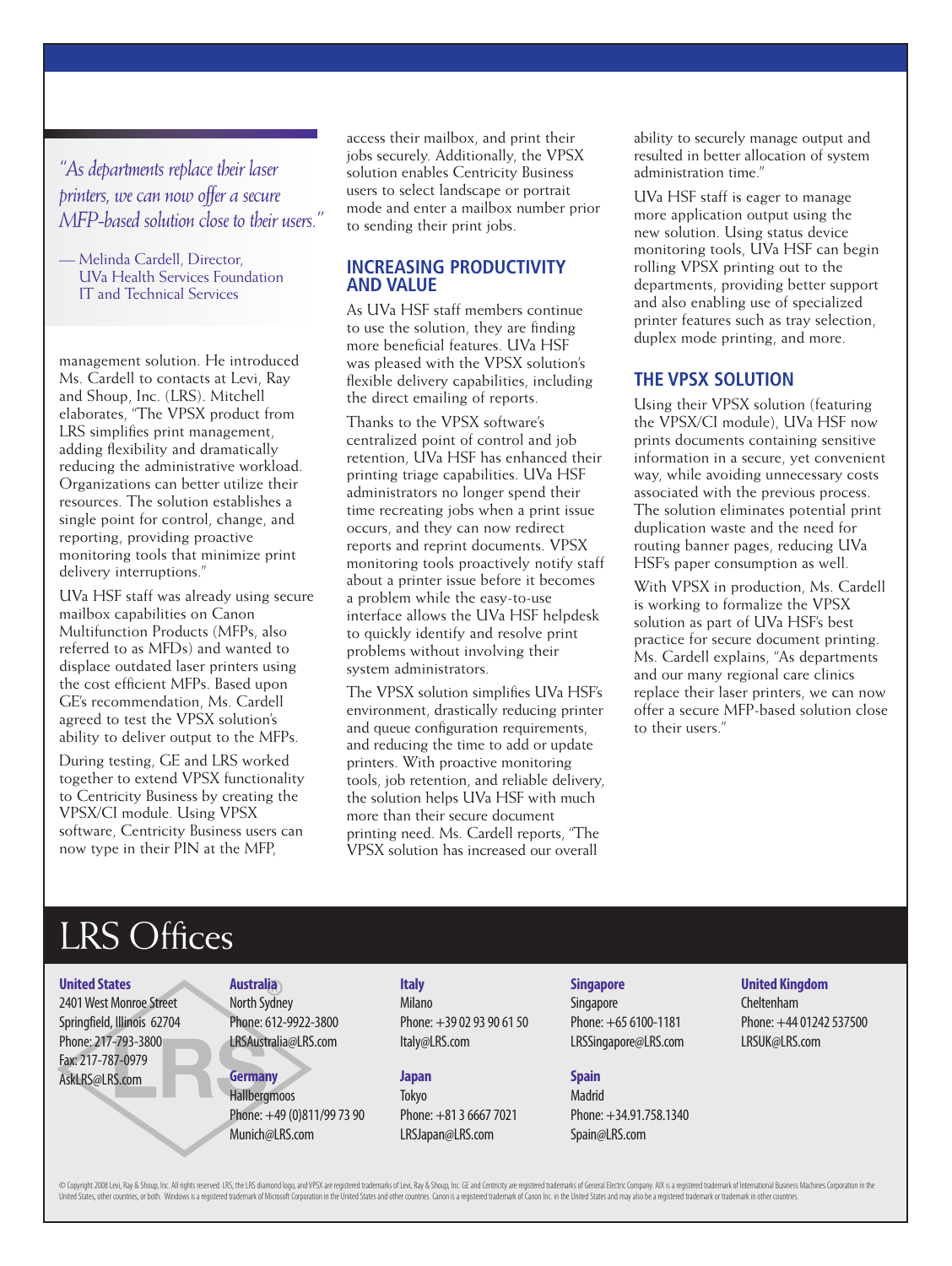*"As departments replace their laser printers, we can now offer a secure MFP-based solution close to their users."*

— Melinda Cardell, Director, UVa Health Services Foundation IT and Technical Services

management solution. He introduced Ms. Cardell to contacts at Levi, Ray and Shoup, Inc. (LRS). Mitchell elaborates, "The VPSX product from LRS simplifies print management, adding flexibility and dramatically reducing the administrative workload. Organizations can better utilize their resources. The solution establishes a single point for control, change, and reporting, providing proactive monitoring tools that minimize print delivery interruptions."

UVa HSF staff was already using secure mailbox capabilities on Canon Multifunction Products (MFPs, also referred to as MFDs) and wanted to displace outdated laser printers using the cost efficient MFPs. Based upon GE's recommendation, Ms. Cardell agreed to test the VPSX solution's ability to deliver output to the MFPs.

During testing, GE and LRS worked together to extend VPSX functionality to Centricity Business by creating the VPSX/CI module. Using VPSX software, Centricity Business users can now type in their PIN at the MFP, access their mailbox, and print their jobs securely. Additionally, the VPSX solution enables Centricity Business users to select landscape or portrait mode and enter a mailbox number prior to sending their print jobs.

## INCREASING PRODUCTIVITY AND VALUE

As UVa HSF staff members continue to use the solution, they are finding more beneficial features. UVa HSF was pleased with the VPSX solution's flexible delivery capabilities, including the direct emailing of reports.

Thanks to the VPSX software's centralized point of control and job retention, UVa HSF has enhanced their printing triage capabilities. UVa HSF administrators no longer spend their time recreating jobs when a print issue occurs, and they can now redirect reports and reprint documents. VPSX monitoring tools proactively notify staff about a printer issue before it becomes a problem while the easy-to-use interface allows the UVa HSF helpdesk to quickly identify and resolve print problems without involving their system administrators.

The VPSX solution simplifies UVa HSF's environment, drastically reducing printer and queue configuration requirements, and reducing the time to add or update printers. With proactive monitoring tools, job retention, and reliable delivery, the solution helps UVa HSF with much more than their secure document printing need. Ms. Cardell reports, "The VPSX solution has increased our overall ability to securely manage output and resulted in better allocation of system administration time."

UVa HSF staff is eager to manage more application output using the new solution. Using status device monitoring tools, UVa HSF can begin rolling VPSX printing out to the departments, providing better support and also enabling use of specialized printer features such as tray selection, duplex mode printing, and more.

## THE VPSX SOLUTION

Using their VPSX solution (featuring the VPSX/CI module), UVa HSF now prints documents containing sensitive information in a secure, yet convenient way, while avoiding unnecessary costs associated with the previous process. The solution eliminates potential print duplication waste and the need for routing banner pages, reducing UVa HSF's paper consumption as well.

With VPSX in production, Ms. Cardell is working to formalize the VPSX solution as part of UVa HSF's best practice for secure document printing. Ms. Cardell explains, "As departments and our many regional care clinics replace their laser printers, we can now offer a secure MFP-based solution close to their users."

# LRS Offices

**United States**
2401 West Monroe Street
Springfield, Illinois 62704
Phone: 217-793-3800
Fax: 217-787-0979
AskLRS@LRS.com

**Australia**
North Sydney
Phone: 612-9922-3800
LRSAustralia@LRS.com

**Germany**
Hallbergmoos
Phone: +49 (0)811/99 73 90
Munich@LRS.com

**Italy**
Milano
Phone: +39 02 93 90 61 50
Italy@LRS.com

**Japan**
Tokyo
Phone: +81 3 6667 7021
LRSJapan@LRS.com

**Singapore**
Singapore
Phone: +65 6100-1181
LRSSingapore@LRS.com

**Spain**
Madrid
Phone: +34.91.758.1340
Spain@LRS.com

**United Kingdom**
Cheltenham
Phone: +44 01242 537500
LRSUK@LRS.com

© Copyright 2008 Levi, Ray & Shoup, Inc. All rights reserved. LRS, the LRS diamond logo, and VPSX are registered trademarks of Levi, Ray & Shoup, Inc. GE and Centricity are registered trademarks of General Electric Company. AIX is a registered trademark of International Business Machines Corporation in the United States, other countries, or both. Windows is a registered trademark of Microsoft Corporation in the United States and other countries. Canon is a registered trademark of Canon Inc. in the United States and may also be a registered trademark or trademark in other countries.